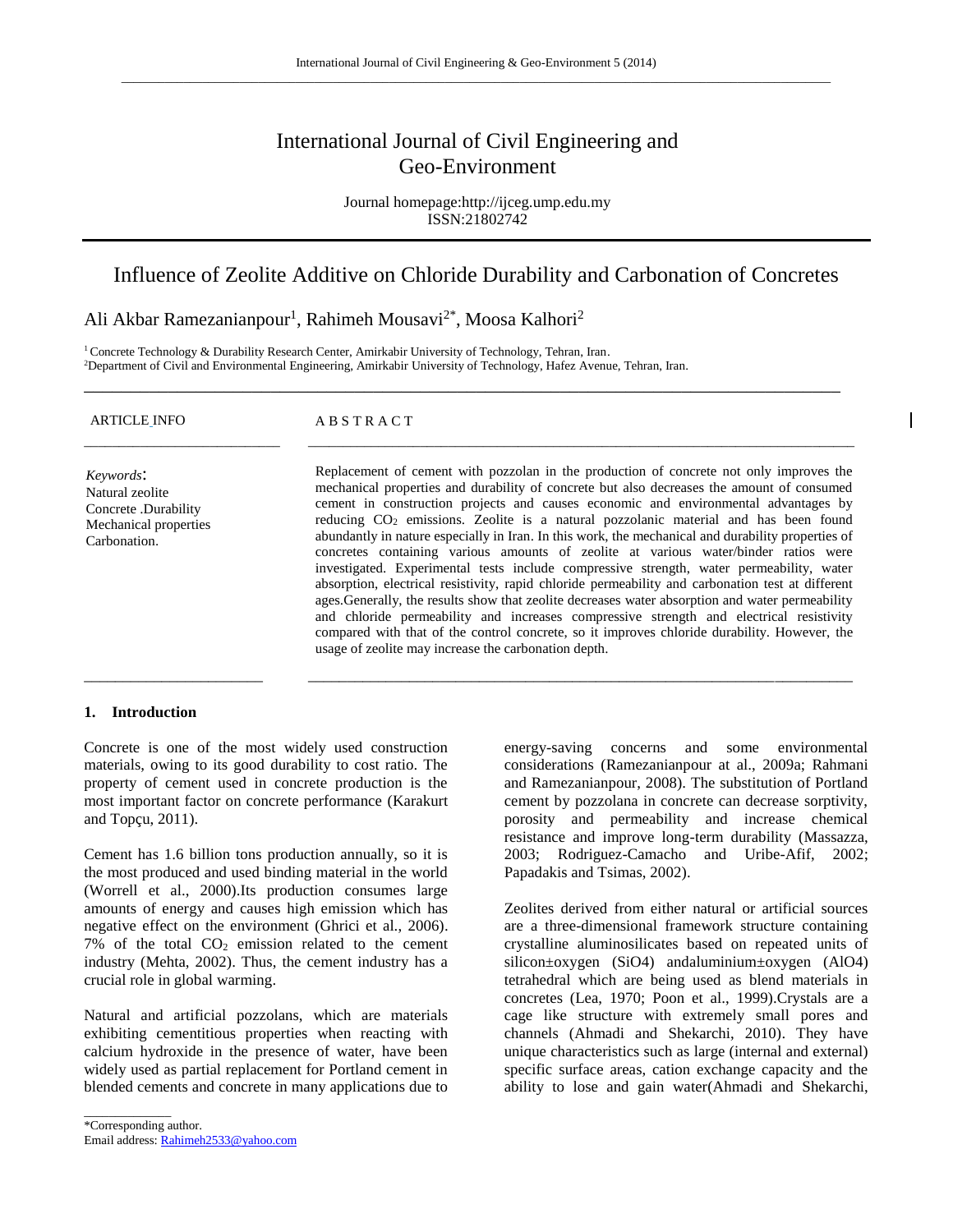# International Journal of Civil Engineering and Geo-Environment

Journal homepage:http://ijceg.ump.edu.my
ISSN:21802742

## Influence of Zeolite Additive on Chloride Durability and Carbonation of Concretes

Ali Akbar Ramezanianpour[1], Rahimeh Mousavi[2*], Moosa Kalhori[2]

[1] Concrete Technology & Durability Research Center, Amirkabir University of Technology, Tehran, Iran.
[2] Department of Civil and Environmental Engineering, Amirkabir University of Technology, Hafez Avenue, Tehran, Iran.

**ARTICLE INFO**

*Keywords*:
Natural zeolite
Concrete .Durability
Mechanical properties
Carbonation.

**ABSTRACT**

Replacement of cement with pozzolan in the production of concrete not only improves the mechanical properties and durability of concrete but also decreases the amount of consumed cement in construction projects and causes economic and environmental advantages by reducing $CO_2$ emissions. Zeolite is a natural pozzolanic material and has been found abundantly in nature especially in Iran. In this work, the mechanical and durability properties of concretes containing various amounts of zeolite at various water/binder ratios were investigated. Experimental tests include compressive strength, water permeability, water absorption, electrical resistivity, rapid chloride permeability and carbonation test at different ages.Generally, the results show that zeolite decreases water absorption and water permeability and chloride permeability and increases compressive strength and electrical resistivity compared with that of the control concrete, so it improves chloride durability. However, the usage of zeolite may increase the carbonation depth.

## 1. Introduction

Concrete is one of the most widely used construction materials, owing to its good durability to cost ratio. The property of cement used in concrete production is the most important factor on concrete performance (Karakurt and Topçu, 2011).

Cement has 1.6 billion tons production annually, so it is the most produced and used binding material in the world (Worrell et al., 2000).Its production consumes large amounts of energy and causes high emission which has negative effect on the environment (Ghrici et al., 2006). 7% of the total $CO_2$ emission related to the cement industry (Mehta, 2002). Thus, the cement industry has a crucial role in global warming.

Natural and artificial pozzolans, which are materials exhibiting cementitious properties when reacting with calcium hydroxide in the presence of water, have been widely used as partial replacement for Portland cement in blended cements and concrete in many applications due to energy-saving concerns and some environmental considerations (Ramezanianpour at al., 2009a; Rahmani and Ramezanianpour, 2008). The substitution of Portland cement by pozzolana in concrete can decrease sorptivity, porosity and permeability and increase chemical resistance and improve long-term durability (Massazza, 2003; Rodriguez-Camacho and Uribe-Afif, 2002; Papadakis and Tsimas, 2002).

Zeolites derived from either natural or artificial sources are a three-dimensional framework structure containing crystalline aluminosilicates based on repeated units of silicon±oxygen (SiO4) andaluminium±oxygen (AlO4) tetrahedral which are being used as blend materials in concretes (Lea, 1970; Poon et al., 1999).Crystals are a cage like structure with extremely small pores and channels (Ahmadi and Shekarchi, 2010). They have unique characteristics such as large (internal and external) specific surface areas, cation exchange capacity and the ability to lose and gain water(Ahmadi and Shekarchi,

*Corresponding author.
Email address: Rahimeh2533@yahoo.com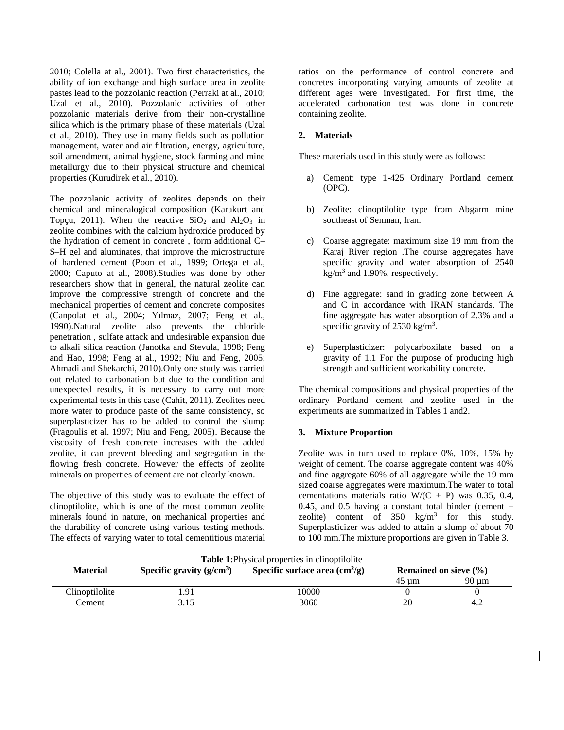2010; Colella at al., 2001). Two first characteristics, the ability of ion exchange and high surface area in zeolite pastes lead to the pozzolanic reaction (Perraki at al., 2010; Uzal et al., 2010). Pozzolanic activities of other pozzolanic materials derive from their non-crystalline silica which is the primary phase of these materials (Uzal et al., 2010). They use in many fields such as pollution management, water and air filtration, energy, agriculture, soil amendment, animal hygiene, stock farming and mine metallurgy due to their physical structure and chemical properties (Kurudirek et al., 2010).

The pozzolanic activity of zeolites depends on their chemical and mineralogical composition (Karakurt and Topçu, 2011). When the reactive $SiO_2$ and $Al_2O_3$ in zeolite combines with the calcium hydroxide produced by the hydration of cement in concrete , form additional C–S–H gel and aluminates, that improve the microstructure of hardened cement (Poon et al., 1999; Ortega et al., 2000; Caputo at al., 2008).Studies was done by other researchers show that in general, the natural zeolite can improve the compressive strength of concrete and the mechanical properties of cement and concrete composites (Canpolat et al., 2004; Yılmaz, 2007; Feng et al., 1990).Natural zeolite also prevents the chloride penetration , sulfate attack and undesirable expansion due to alkali silica reaction (Janotka and Stevula, 1998; Feng and Hao, 1998; Feng at al., 1992; Niu and Feng, 2005; Ahmadi and Shekarchi, 2010).Only one study was carried out related to carbonation but due to the condition and unexpected results, it is necessary to carry out more experimental tests in this case (Cahit, 2011). Zeolites need more water to produce paste of the same consistency, so superplasticizer has to be added to control the slump (Fragoulis et al. 1997; Niu and Feng, 2005). Because the viscosity of fresh concrete increases with the added zeolite, it can prevent bleeding and segregation in the flowing fresh concrete. However the effects of zeolite minerals on properties of cement are not clearly known.

The objective of this study was to evaluate the effect of clinoptilolite, which is one of the most common zeolite minerals found in nature, on mechanical properties and the durability of concrete using various testing methods. The effects of varying water to total cementitious material ratios on the performance of control concrete and concretes incorporating varying amounts of zeolite at different ages were investigated. For first time, the accelerated carbonation test was done in concrete containing zeolite.

## 2. Materials

These materials used in this study were as follows:

a) Cement: type 1-425 Ordinary Portland cement (OPC).

b) Zeolite: clinoptilolite type from Abgarm mine southeast of Semnan, Iran.

c) Coarse aggregate: maximum size 19 mm from the Karaj River region .The course aggregates have specific gravity and water absorption of 2540 $kg/m^3$ and 1.90%, respectively.

d) Fine aggregate: sand in grading zone between A and C in accordance with IRAN standards. The fine aggregate has water absorption of 2.3% and a specific gravity of 2530 $kg/m^3$.

e) Superplasticizer: polycarboxilate based on a gravity of 1.1 For the purpose of producing high strength and sufficient workability concrete.

The chemical compositions and physical properties of the ordinary Portland cement and zeolite used in the experiments are summarized in Tables 1 and2.

## 3. Mixture Proportion

Zeolite was in turn used to replace 0%, 10%, 15% by weight of cement. The coarse aggregate content was 40% and fine aggregate 60% of all aggregate while the 19 mm sized coarse aggregates were maximum.The water to total cementations materials ratio W/(C + P) was 0.35, 0.4, 0.45, and 0.5 having a constant total binder (cement + zeolite) content of 350 $kg/m^3$ for this study. Superplasticizer was added to attain a slump of about 70 to 100 mm.The mixture proportions are given in Table 3.

**Table 1:**Physical properties in clinoptilolite

| Material | Specific gravity ($g/cm^3$) | Specific surface area ($cm^2/g$) | Remained on sieve (%) | |
|---|---|---|---|---|
| | | | 45 µm | 90 µm |
| Clinoptilolite | 1.91 | 10000 | 0 | 0 |
| Cement | 3.15 | 3060 | 20 | 4.2 |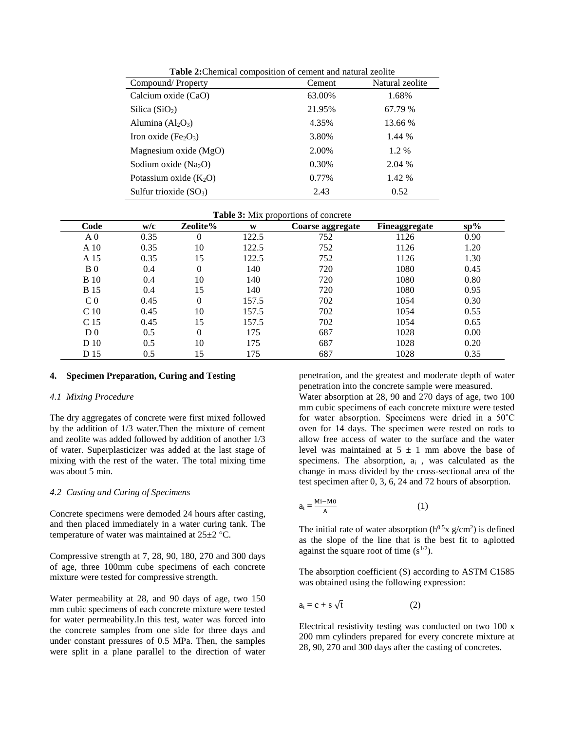**Table 2:** Chemical composition of cement and natural zeolite

| Compound/ Property | Cement | Natural zeolite |
|---|---|---|
| Calcium oxide (CaO) | 63.00% | 1.68% |
| Silica ($SiO_2$) | 21.95% | 67.79 % |
| Alumina ($Al_2O_3$) | 4.35% | 13.66 % |
| Iron oxide ($Fe_2O_3$) | 3.80% | 1.44 % |
| Magnesium oxide (MgO) | 2.00% | 1.2 % |
| Sodium oxide ($Na_2O$) | 0.30% | 2.04 % |
| Potassium oxide ($K_2O$) | 0.77% | 1.42 % |
| Sulfur trioxide ($SO_3$) | 2.43 | 0.52 |

**Table 3:** Mix proportions of concrete

| Code | w/c | Zeolite% | w | Coarse aggregate | Fineaggregate | sp% |
|---|---|---|---|---|---|---|
| A 0 | 0.35 | 0 | 122.5 | 752 | 1126 | 0.90 |
| A 10 | 0.35 | 10 | 122.5 | 752 | 1126 | 1.20 |
| A 15 | 0.35 | 15 | 122.5 | 752 | 1126 | 1.30 |
| B 0 | 0.4 | 0 | 140 | 720 | 1080 | 0.45 |
| B 10 | 0.4 | 10 | 140 | 720 | 1080 | 0.80 |
| B 15 | 0.4 | 15 | 140 | 720 | 1080 | 0.95 |
| C 0 | 0.45 | 0 | 157.5 | 702 | 1054 | 0.30 |
| C 10 | 0.45 | 10 | 157.5 | 702 | 1054 | 0.55 |
| C 15 | 0.45 | 15 | 157.5 | 702 | 1054 | 0.65 |
| D 0 | 0.5 | 0 | 175 | 687 | 1028 | 0.00 |
| D 10 | 0.5 | 10 | 175 | 687 | 1028 | 0.20 |
| D 15 | 0.5 | 15 | 175 | 687 | 1028 | 0.35 |

## 4. Specimen Preparation, Curing and Testing

### *4.1 Mixing Procedure*

The dry aggregates of concrete were first mixed followed by the addition of 1/3 water.Then the mixture of cement and zeolite was added followed by addition of another 1/3 of water. Superplasticizer was added at the last stage of mixing with the rest of the water. The total mixing time was about 5 min.

### *4.2 Casting and Curing of Specimens*

Concrete specimens were demoded 24 hours after casting, and then placed immediately in a water curing tank. The temperature of water was maintained at 25±2 °C.

Compressive strength at 7, 28, 90, 180, 270 and 300 days of age, three 100mm cube specimens of each concrete mixture were tested for compressive strength.

Water permeability at 28, and 90 days of age, two 150 mm cubic specimens of each concrete mixture were tested for water permeability.In this test, water was forced into the concrete samples from one side for three days and under constant pressures of 0.5 MPa. Then, the samples were split in a plane parallel to the direction of water penetration, and the greatest and moderate depth of water penetration into the concrete sample were measured.

Water absorption at 28, 90 and 270 days of age, two 100 mm cubic specimens of each concrete mixture were tested for water absorption. Specimens were dried in a 50˚C oven for 14 days. The specimen were rested on rods to allow free access of water to the surface and the water level was maintained at 5 ± 1 mm above the base of specimens. The absorption, $a_i$ , was calculated as the change in mass divided by the cross-sectional area of the test specimen after 0, 3, 6, 24 and 72 hours of absorption.

$$a_i = \frac{Mi - M0}{A} \qquad (1)$$

The initial rate of water absorption ($h^{0.5}$x $g/cm^2$) is defined as the slope of the line that is the best fit to $a_i$plotted against the square root of time ($s^{1/2}$).

The absorption coefficient (S) according to ASTM C1585 was obtained using the following expression:

$$a_i = c + s\sqrt{t} \qquad (2)$$

Electrical resistivity testing was conducted on two 100 x 200 mm cylinders prepared for every concrete mixture at 28, 90, 270 and 300 days after the casting of concretes.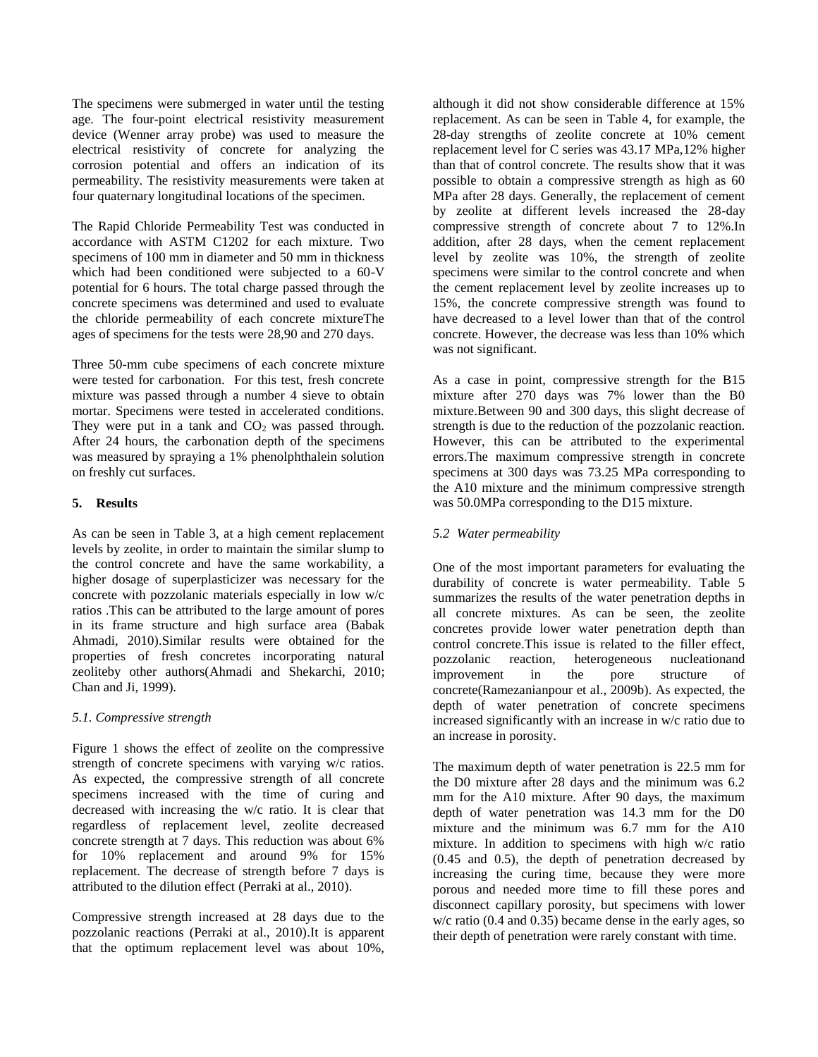The specimens were submerged in water until the testing age. The four-point electrical resistivity measurement device (Wenner array probe) was used to measure the electrical resistivity of concrete for analyzing the corrosion potential and offers an indication of its permeability. The resistivity measurements were taken at four quaternary longitudinal locations of the specimen.

The Rapid Chloride Permeability Test was conducted in accordance with ASTM C1202 for each mixture. Two specimens of 100 mm in diameter and 50 mm in thickness which had been conditioned were subjected to a 60-V potential for 6 hours. The total charge passed through the concrete specimens was determined and used to evaluate the chloride permeability of each concrete mixtureThe ages of specimens for the tests were 28,90 and 270 days.

Three 50-mm cube specimens of each concrete mixture were tested for carbonation. For this test, fresh concrete mixture was passed through a number 4 sieve to obtain mortar. Specimens were tested in accelerated conditions. They were put in a tank and $CO_2$ was passed through. After 24 hours, the carbonation depth of the specimens was measured by spraying a 1% phenolphthalein solution on freshly cut surfaces.

## 5. Results

As can be seen in Table 3, at a high cement replacement levels by zeolite, in order to maintain the similar slump to the control concrete and have the same workability, a higher dosage of superplasticizer was necessary for the concrete with pozzolanic materials especially in low w/c ratios .This can be attributed to the large amount of pores in its frame structure and high surface area (Babak Ahmadi, 2010).Similar results were obtained for the properties of fresh concretes incorporating natural zeoliteby other authors(Ahmadi and Shekarchi, 2010; Chan and Ji, 1999).

### *5.1. Compressive strength*

Figure 1 shows the effect of zeolite on the compressive strength of concrete specimens with varying w/c ratios. As expected, the compressive strength of all concrete specimens increased with the time of curing and decreased with increasing the w/c ratio. It is clear that regardless of replacement level, zeolite decreased concrete strength at 7 days. This reduction was about 6% for 10% replacement and around 9% for 15% replacement. The decrease of strength before 7 days is attributed to the dilution effect (Perraki at al., 2010).

Compressive strength increased at 28 days due to the pozzolanic reactions (Perraki at al., 2010).It is apparent that the optimum replacement level was about 10%, although it did not show considerable difference at 15% replacement. As can be seen in Table 4, for example, the 28-day strengths of zeolite concrete at 10% cement replacement level for C series was 43.17 MPa,12% higher than that of control concrete. The results show that it was possible to obtain a compressive strength as high as 60 MPa after 28 days. Generally, the replacement of cement by zeolite at different levels increased the 28-day compressive strength of concrete about 7 to 12%.In addition, after 28 days, when the cement replacement level by zeolite was 10%, the strength of zeolite specimens were similar to the control concrete and when the cement replacement level by zeolite increases up to 15%, the concrete compressive strength was found to have decreased to a level lower than that of the control concrete. However, the decrease was less than 10% which was not significant.

As a case in point, compressive strength for the B15 mixture after 270 days was 7% lower than the B0 mixture.Between 90 and 300 days, this slight decrease of strength is due to the reduction of the pozzolanic reaction. However, this can be attributed to the experimental errors.The maximum compressive strength in concrete specimens at 300 days was 73.25 MPa corresponding to the A10 mixture and the minimum compressive strength was 50.0MPa corresponding to the D15 mixture.

### *5.2 Water permeability*

One of the most important parameters for evaluating the durability of concrete is water permeability. Table 5 summarizes the results of the water penetration depths in all concrete mixtures. As can be seen, the zeolite concretes provide lower water penetration depth than control concrete.This issue is related to the filler effect, pozzolanic reaction, heterogeneous nucleationand improvement in the pore structure of concrete(Ramezanianpour et al., 2009b). As expected, the depth of water penetration of concrete specimens increased significantly with an increase in w/c ratio due to an increase in porosity.

The maximum depth of water penetration is 22.5 mm for the D0 mixture after 28 days and the minimum was 6.2 mm for the A10 mixture. After 90 days, the maximum depth of water penetration was 14.3 mm for the D0 mixture and the minimum was 6.7 mm for the A10 mixture. In addition to specimens with high w/c ratio (0.45 and 0.5), the depth of penetration decreased by increasing the curing time, because they were more porous and needed more time to fill these pores and disconnect capillary porosity, but specimens with lower w/c ratio (0.4 and 0.35) became dense in the early ages, so their depth of penetration were rarely constant with time.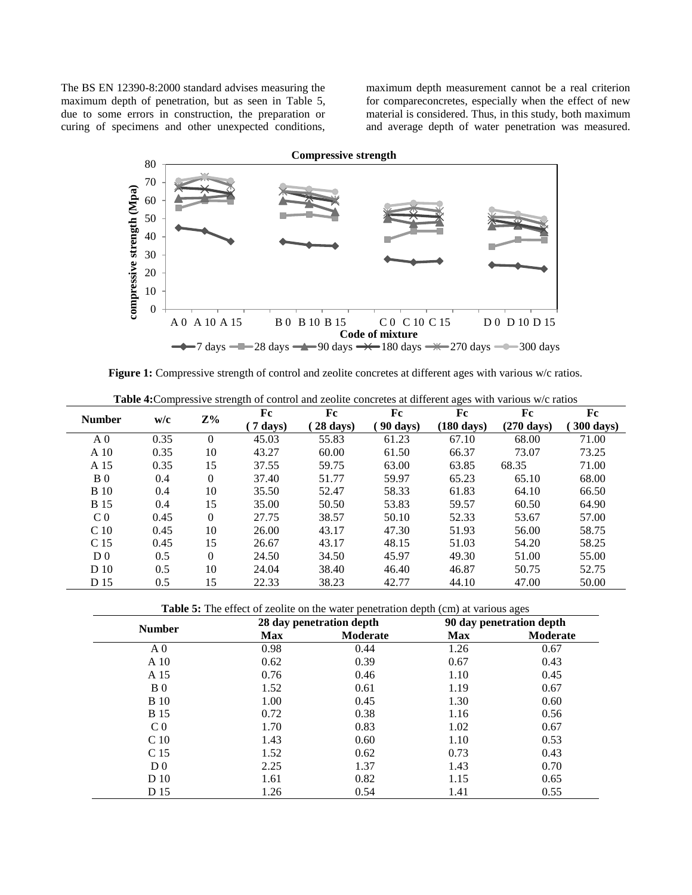The BS EN 12390-8:2000 standard advises measuring the maximum depth of penetration, but as seen in Table 5, due to some errors in construction, the preparation or curing of specimens and other unexpected conditions, maximum depth measurement cannot be a real criterion for compareconcretes, especially when the effect of new material is considered. Thus, in this study, both maximum and average depth of water penetration was measured.

**Figure 1:** Compressive strength of control and zeolite concretes at different ages with various w/c ratios.

**Table 4:**Compressive strength of control and zeolite concretes at different ages with various w/c ratios

| Number | w/c | Z% | Fc (7 days) | Fc (28 days) | Fc (90 days) | Fc (180 days) | Fc (270 days) | Fc (300 days) |
|---|---|---|---|---|---|---|---|---|
| A 0 | 0.35 | 0 | 45.03 | 55.83 | 61.23 | 67.10 | 68.00 | 71.00 |
| A 10 | 0.35 | 10 | 43.27 | 60.00 | 61.50 | 66.37 | 73.07 | 73.25 |
| A 15 | 0.35 | 15 | 37.55 | 59.75 | 63.00 | 63.85 | 68.35 | 71.00 |
| B 0 | 0.4 | 0 | 37.40 | 51.77 | 59.97 | 65.23 | 65.10 | 68.00 |
| B 10 | 0.4 | 10 | 35.50 | 52.47 | 58.33 | 61.83 | 64.10 | 66.50 |
| B 15 | 0.4 | 15 | 35.00 | 50.50 | 53.83 | 59.57 | 60.50 | 64.90 |
| C 0 | 0.45 | 0 | 27.75 | 38.57 | 50.10 | 52.33 | 53.67 | 57.00 |
| C 10 | 0.45 | 10 | 26.00 | 43.17 | 47.30 | 51.93 | 56.00 | 58.75 |
| C 15 | 0.45 | 15 | 26.67 | 43.17 | 48.15 | 51.03 | 54.20 | 58.25 |
| D 0 | 0.5 | 0 | 24.50 | 34.50 | 45.97 | 49.30 | 51.00 | 55.00 |
| D 10 | 0.5 | 10 | 24.04 | 38.40 | 46.40 | 46.87 | 50.75 | 52.75 |
| D 15 | 0.5 | 15 | 22.33 | 38.23 | 42.77 | 44.10 | 47.00 | 50.00 |

**Table 5:** The effect of zeolite on the water penetration depth (cm) at various ages

| Number | 28 day penetration depth | | 90 day penetration depth | |
|---|---|---|---|---|
| | Max | Moderate | Max | Moderate |
| A 0 | 0.98 | 0.44 | 1.26 | 0.67 |
| A 10 | 0.62 | 0.39 | 0.67 | 0.43 |
| A 15 | 0.76 | 0.46 | 1.10 | 0.45 |
| B 0 | 1.52 | 0.61 | 1.19 | 0.67 |
| B 10 | 1.00 | 0.45 | 1.30 | 0.60 |
| B 15 | 0.72 | 0.38 | 1.16 | 0.56 |
| C 0 | 1.70 | 0.83 | 1.02 | 0.67 |
| C 10 | 1.43 | 0.60 | 1.10 | 0.53 |
| C 15 | 1.52 | 0.62 | 0.73 | 0.43 |
| D 0 | 2.25 | 1.37 | 1.43 | 0.70 |
| D 10 | 1.61 | 0.82 | 1.15 | 0.65 |
| D 15 | 1.26 | 0.54 | 1.41 | 0.55 |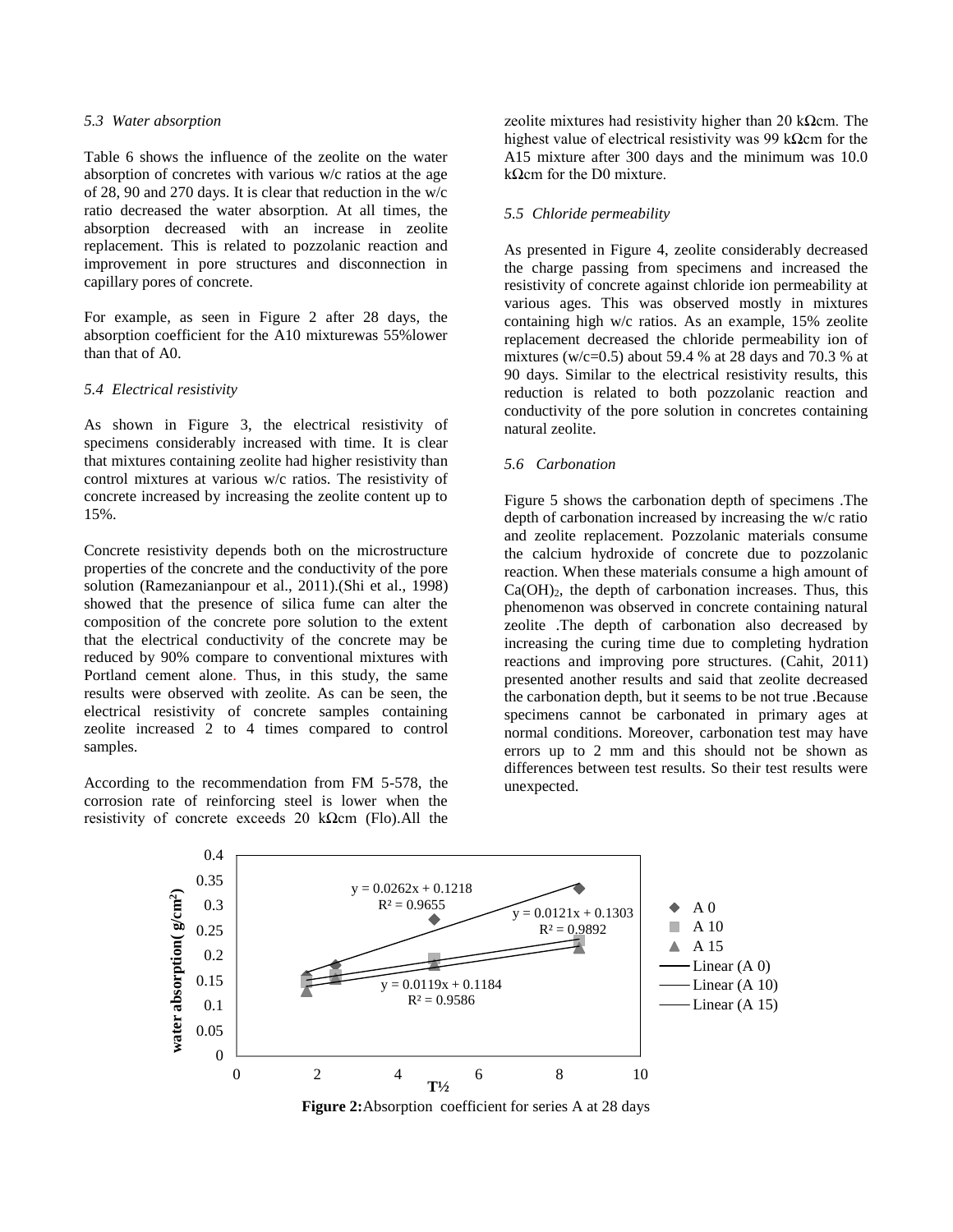### *5.3 Water absorption*

Table 6 shows the influence of the zeolite on the water absorption of concretes with various w/c ratios at the age of 28, 90 and 270 days. It is clear that reduction in the w/c ratio decreased the water absorption. At all times, the absorption decreased with an increase in zeolite replacement. This is related to pozzolanic reaction and improvement in pore structures and disconnection in capillary pores of concrete.

For example, as seen in Figure 2 after 28 days, the absorption coefficient for the A10 mixturewas 55%lower than that of A0.

### *5.4 Electrical resistivity*

As shown in Figure 3, the electrical resistivity of specimens considerably increased with time. It is clear that mixtures containing zeolite had higher resistivity than control mixtures at various w/c ratios. The resistivity of concrete increased by increasing the zeolite content up to 15%.

Concrete resistivity depends both on the microstructure properties of the concrete and the conductivity of the pore solution (Ramezanianpour et al., 2011).(Shi et al., 1998) showed that the presence of silica fume can alter the composition of the concrete pore solution to the extent that the electrical conductivity of the concrete may be reduced by 90% compare to conventional mixtures with Portland cement alone. Thus, in this study, the same results were observed with zeolite. As can be seen, the electrical resistivity of concrete samples containing zeolite increased 2 to 4 times compared to control samples.

According to the recommendation from FM 5-578, the corrosion rate of reinforcing steel is lower when the resistivity of concrete exceeds 20 kΩcm (Flo).All the zeolite mixtures had resistivity higher than 20 kΩcm. The highest value of electrical resistivity was 99 kΩcm for the A15 mixture after 300 days and the minimum was 10.0 kΩcm for the D0 mixture.

### *5.5 Chloride permeability*

As presented in Figure 4, zeolite considerably decreased the charge passing from specimens and increased the resistivity of concrete against chloride ion permeability at various ages. This was observed mostly in mixtures containing high w/c ratios. As an example, 15% zeolite replacement decreased the chloride permeability ion of mixtures (w/c=0.5) about 59.4 % at 28 days and 70.3 % at 90 days. Similar to the electrical resistivity results, this reduction is related to both pozzolanic reaction and conductivity of the pore solution in concretes containing natural zeolite.

### *5.6 Carbonation*

Figure 5 shows the carbonation depth of specimens .The depth of carbonation increased by increasing the w/c ratio and zeolite replacement. Pozzolanic materials consume the calcium hydroxide of concrete due to pozzolanic reaction. When these materials consume a high amount of $Ca(OH)_2$, the depth of carbonation increases. Thus, this phenomenon was observed in concrete containing natural zeolite .The depth of carbonation also decreased by increasing the curing time due to completing hydration reactions and improving pore structures. (Cahit, 2011) presented another results and said that zeolite decreased the carbonation depth, but it seems to be not true .Because specimens cannot be carbonated in primary ages at normal conditions. Moreover, carbonation test may have errors up to 2 mm and this should not be shown as differences between test results. So their test results were unexpected.

**Figure 2:**Absorption coefficient for series A at 28 days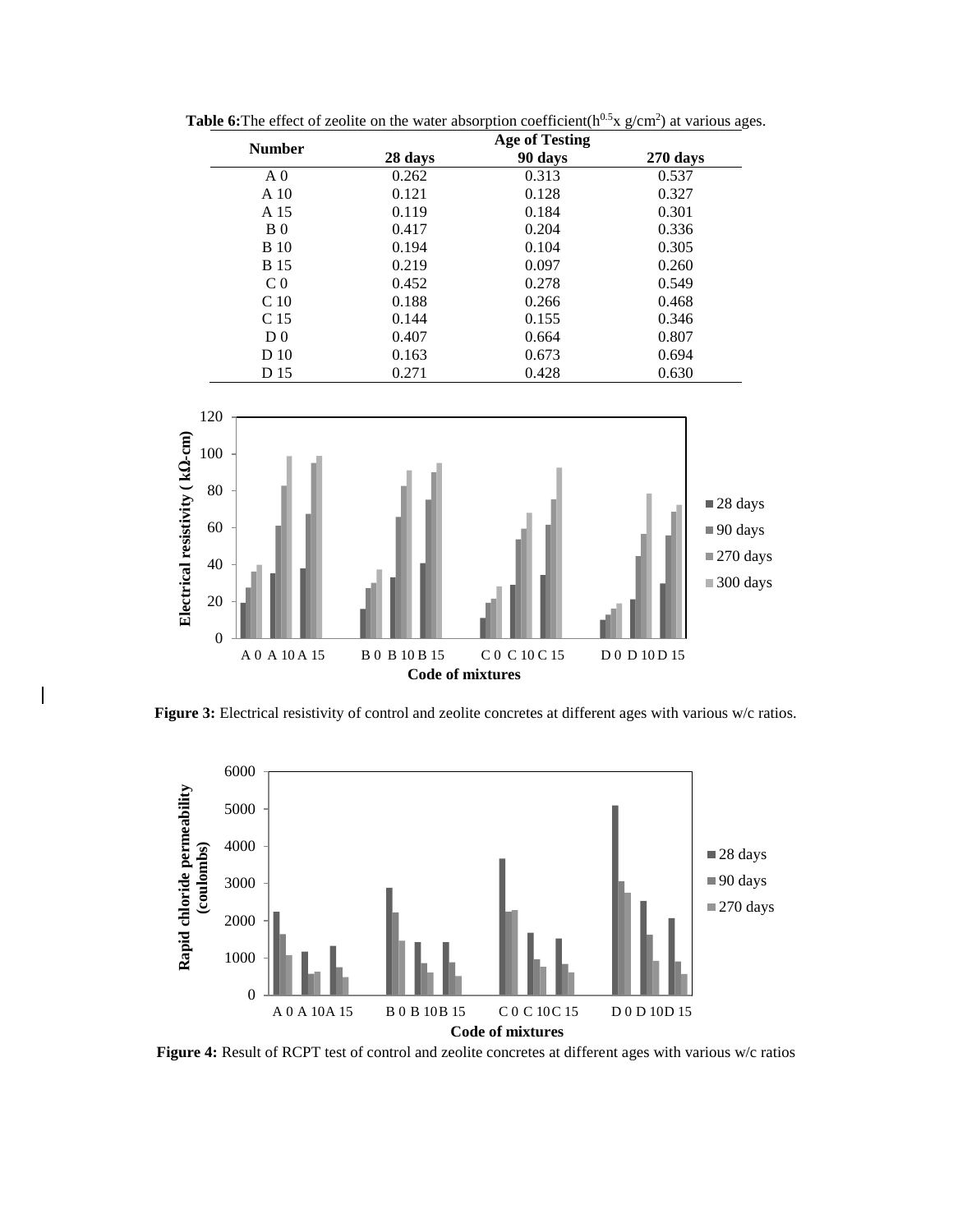**Table 6:** The effect of zeolite on the water absorption coefficient($h^{0.5}$x g/cm$^2$) at various ages.

| Number | Age of Testing | | |
|---|---|---|---|
| | 28 days | 90 days | 270 days |
| A 0 | 0.262 | 0.313 | 0.537 |
| A 10 | 0.121 | 0.128 | 0.327 |
| A 15 | 0.119 | 0.184 | 0.301 |
| B 0 | 0.417 | 0.204 | 0.336 |
| B 10 | 0.194 | 0.104 | 0.305 |
| B 15 | 0.219 | 0.097 | 0.260 |
| C 0 | 0.452 | 0.278 | 0.549 |
| C 10 | 0.188 | 0.266 | 0.468 |
| C 15 | 0.144 | 0.155 | 0.346 |
| D 0 | 0.407 | 0.664 | 0.807 |
| D 10 | 0.163 | 0.673 | 0.694 |
| D 15 | 0.271 | 0.428 | 0.630 |

**Figure 3:** Electrical resistivity of control and zeolite concretes at different ages with various w/c ratios.

**Figure 4:** Result of RCPT test of control and zeolite concretes at different ages with various w/c ratios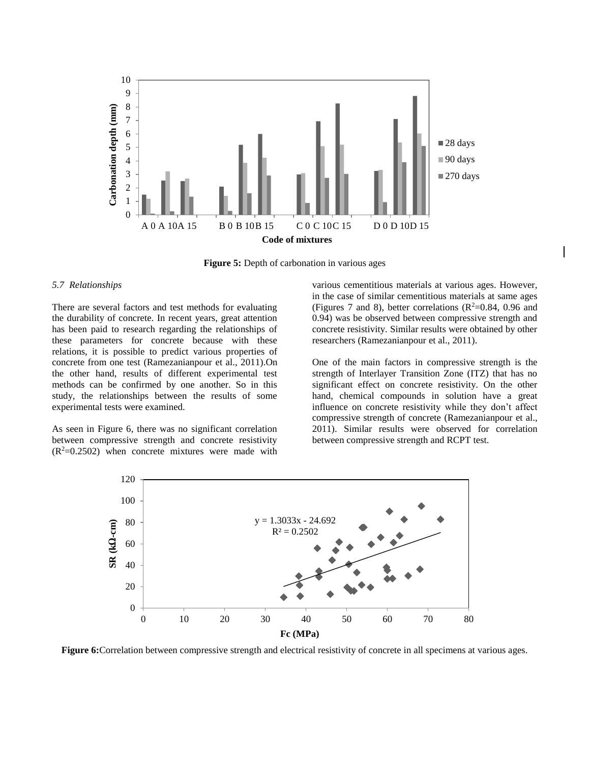**Figure 5:** Depth of carbonation in various ages

*5.7 Relationships*

There are several factors and test methods for evaluating the durability of concrete. In recent years, great attention has been paid to research regarding the relationships of these parameters for concrete because with these relations, it is possible to predict various properties of concrete from one test (Ramezanianpour et al., 2011).On the other hand, results of different experimental test methods can be confirmed by one another. So in this study, the relationships between the results of some experimental tests were examined.

As seen in Figure 6, there was no significant correlation between compressive strength and concrete resistivity ($R^2$=0.2502) when concrete mixtures were made with various cementitious materials at various ages. However, in the case of similar cementitious materials at same ages (Figures 7 and 8), better correlations ($R^2$=0.84, 0.96 and 0.94) was be observed between compressive strength and concrete resistivity. Similar results were obtained by other researchers (Ramezanianpour et al., 2011).

One of the main factors in compressive strength is the strength of Interlayer Transition Zone (ITZ) that has no significant effect on concrete resistivity. On the other hand, chemical compounds in solution have a great influence on concrete resistivity while they don't affect compressive strength of concrete (Ramezanianpour et al., 2011). Similar results were observed for correlation between compressive strength and RCPT test.

**Figure 6:**Correlation between compressive strength and electrical resistivity of concrete in all specimens at various ages.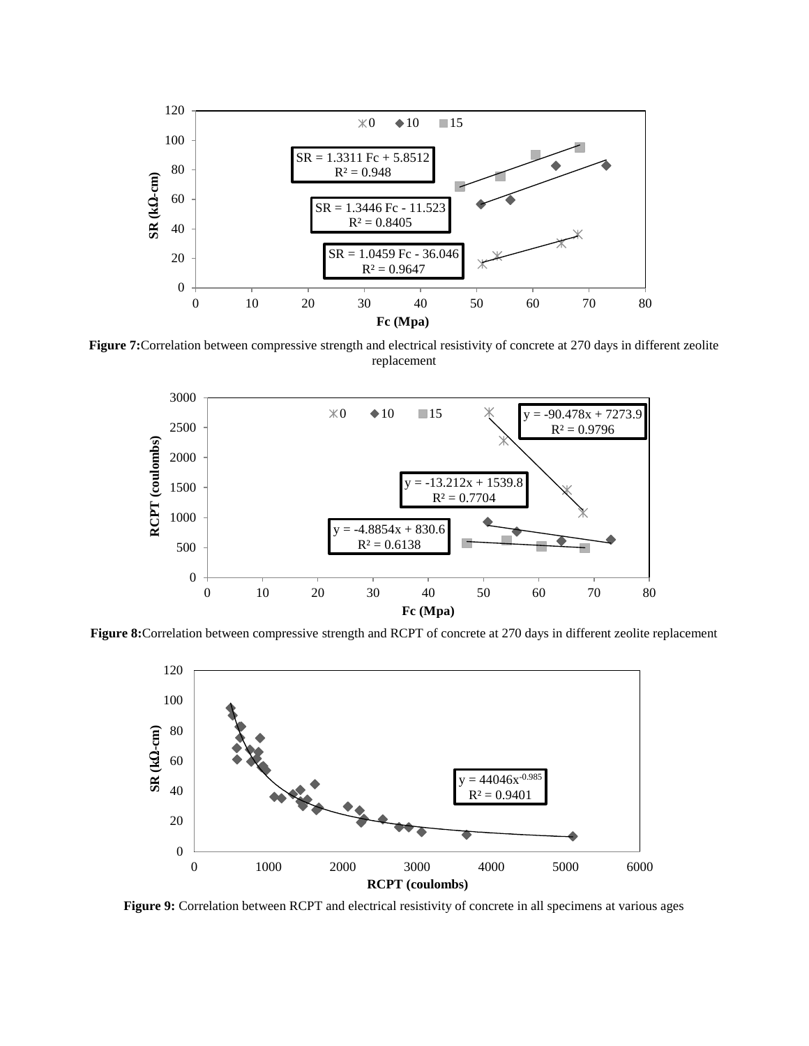**Figure 7:** Correlation between compressive strength and electrical resistivity of concrete at 270 days in different zeolite replacement

**Figure 8:** Correlation between compressive strength and RCPT of concrete at 270 days in different zeolite replacement

**Figure 9:** Correlation between RCPT and electrical resistivity of concrete in all specimens at various ages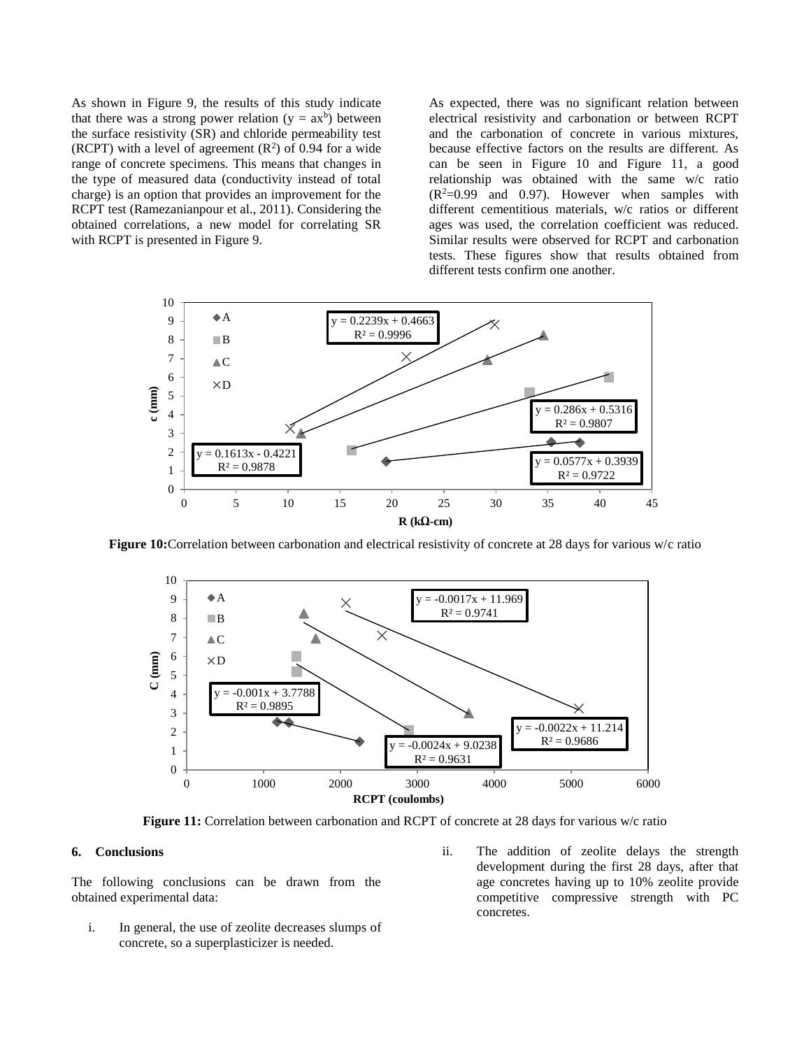As shown in Figure 9, the results of this study indicate that there was a strong power relation ($y = ax^b$) between the surface resistivity (SR) and chloride permeability test (RCPT) with a level of agreement ($R^2$) of 0.94 for a wide range of concrete specimens. This means that changes in the type of measured data (conductivity instead of total charge) is an option that provides an improvement for the RCPT test (Ramezanianpour et al., 2011). Considering the obtained correlations, a new model for correlating SR with RCPT is presented in Figure 9.

As expected, there was no significant relation between electrical resistivity and carbonation or between RCPT and the carbonation of concrete in various mixtures, because effective factors on the results are different. As can be seen in Figure 10 and Figure 11, a good relationship was obtained with the same w/c ratio ($R^2$=0.99 and 0.97). However when samples with different cementitious materials, w/c ratios or different ages was used, the correlation coefficient was reduced. Similar results were observed for RCPT and carbonation tests. These figures show that results obtained from different tests confirm one another.

**Figure 10:** Correlation between carbonation and electrical resistivity of concrete at 28 days for various w/c ratio

**Figure 11:** Correlation between carbonation and RCPT of concrete at 28 days for various w/c ratio

## 6. Conclusions

The following conclusions can be drawn from the obtained experimental data:

i. In general, the use of zeolite decreases slumps of concrete, so a superplasticizer is needed.

ii. The addition of zeolite delays the strength development during the first 28 days, after that age concretes having up to 10% zeolite provide competitive compressive strength with PC concretes.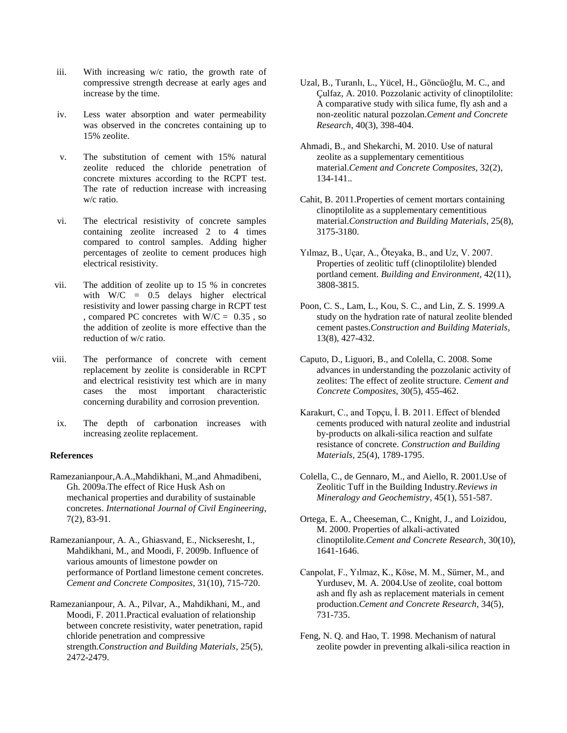iii. With increasing w/c ratio, the growth rate of compressive strength decrease at early ages and increase by the time.

iv. Less water absorption and water permeability was observed in the concretes containing up to 15% zeolite.

v. The substitution of cement with 15% natural zeolite reduced the chloride penetration of concrete mixtures according to the RCPT test. The rate of reduction increase with increasing w/c ratio.

vi. The electrical resistivity of concrete samples containing zeolite increased 2 to 4 times compared to control samples. Adding higher percentages of zeolite to cement produces high electrical resistivity.

vii. The addition of zeolite up to 15 % in concretes with W/C = 0.5 delays higher electrical resistivity and lower passing charge in RCPT test , compared PC concretes with W/C = 0.35 , so the addition of zeolite is more effective than the reduction of w/c ratio.

viii. The performance of concrete with cement replacement by zeolite is considerable in RCPT and electrical resistivity test which are in many cases the most important characteristic concerning durability and corrosion prevention.

ix. The depth of carbonation increases with increasing zeolite replacement.

**References**

Ramezanianpour,A.A.,Mahdikhani, M.,and Ahmadibeni, Gh. 2009a.The effect of Rice Husk Ash on mechanical properties and durability of sustainable concretes. *International Journal of Civil Engineering*, 7(2), 83-91.

Ramezanianpour, A. A., Ghiasvand, E., Nickseresht, I., Mahdikhani, M., and Moodi, F. 2009b. Influence of various amounts of limestone powder on performance of Portland limestone cement concretes. *Cement and Concrete Composites*, 31(10), 715-720.

Ramezanianpour, A. A., Pilvar, A., Mahdikhani, M., and Moodi, F. 2011.Practical evaluation of relationship between concrete resistivity, water penetration, rapid chloride penetration and compressive strength.*Construction and Building Materials*, 25(5), 2472-2479.

Uzal, B., Turanlı, L., Yücel, H., Göncüoğlu, M. C., and Çulfaz, A. 2010. Pozzolanic activity of clinoptilolite: A comparative study with silica fume, fly ash and a non-zeolitic natural pozzolan.*Cement and Concrete Research*, 40(3), 398-404.

Ahmadi, B., and Shekarchi, M. 2010. Use of natural zeolite as a supplementary cementitious material.*Cement and Concrete Composites*, 32(2), 134-141..

Cahit, B. 2011.Properties of cement mortars containing clinoptilolite as a supplementary cementitious material.*Construction and Building Materials*, 25(8), 3175-3180.

Yılmaz, B., Uçar, A., Öteyaka, B., and Uz, V. 2007. Properties of zeolitic tuff (clinoptilolite) blended portland cement. *Building and Environment*, 42(11), 3808-3815.

Poon, C. S., Lam, L., Kou, S. C., and Lin, Z. S. 1999.A study on the hydration rate of natural zeolite blended cement pastes.*Construction and Building Materials*, 13(8), 427-432.

Caputo, D., Liguori, B., and Colella, C. 2008. Some advances in understanding the pozzolanic activity of zeolites: The effect of zeolite structure. *Cement and Concrete Composites*, 30(5), 455-462.

Karakurt, C., and Topçu, İ. B. 2011. Effect of blended cements produced with natural zeolite and industrial by-products on alkali-silica reaction and sulfate resistance of concrete. *Construction and Building Materials*, 25(4), 1789-1795.

Colella, C., de Gennaro, M., and Aiello, R. 2001.Use of Zeolitic Tuff in the Building Industry.*Reviews in Mineralogy and Geochemistry*, 45(1), 551-587.

Ortega, E. A., Cheeseman, C., Knight, J., and Loizidou, M. 2000. Properties of alkali-activated clinoptilolite.*Cement and Concrete Research*, 30(10), 1641-1646.

Canpolat, F., Yılmaz, K., Köse, M. M., Sümer, M., and Yurdusev, M. A. 2004.Use of zeolite, coal bottom ash and fly ash as replacement materials in cement production.*Cement and Concrete Research*, 34(5), 731-735.

Feng, N. Q. and Hao, T. 1998. Mechanism of natural zeolite powder in preventing alkali-silica reaction in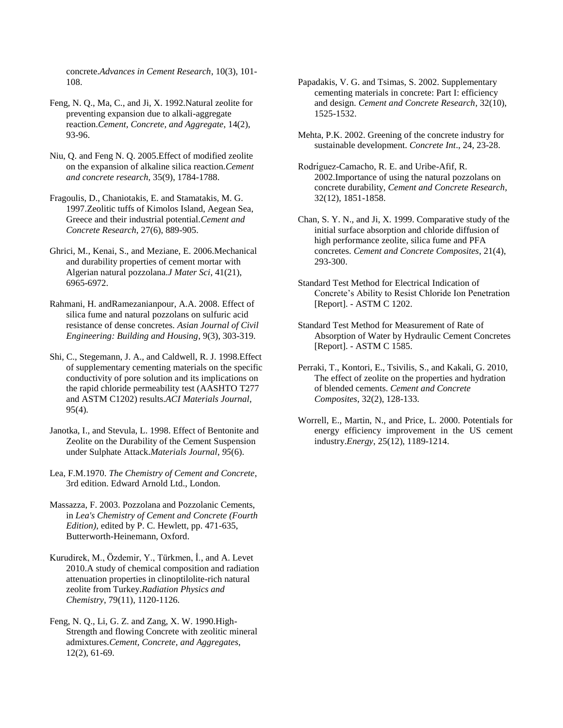concrete.*Advances in Cement Research*, 10(3), 101-108.

Feng, N. Q., Ma, C., and Ji, X. 1992.Natural zeolite for preventing expansion due to alkali-aggregate reaction.*Cement, Concrete, and Aggregate*, 14(2), 93-96.

Niu, Q. and Feng N. Q. 2005.Effect of modified zeolite on the expansion of alkaline silica reaction.*Cement and concrete research*, 35(9), 1784-1788.

Fragoulis, D., Chaniotakis, E. and Stamatakis, M. G. 1997.Zeolitic tuffs of Kimolos Island, Aegean Sea, Greece and their industrial potential.*Cement and Concrete Research*, 27(6), 889-905.

Ghrici, M., Kenai, S., and Meziane, E. 2006.Mechanical and durability properties of cement mortar with Algerian natural pozzolana.*J Mater Sci*, 41(21), 6965-6972.

Rahmani, H. andRamezanianpour, A.A. 2008. Effect of silica fume and natural pozzolans on sulfuric acid resistance of dense concretes. *Asian Journal of Civil Engineering: Building and Housing*, 9(3), 303-319.

Shi, C., Stegemann, J. A., and Caldwell, R. J. 1998.Effect of supplementary cementing materials on the specific conductivity of pore solution and its implications on the rapid chloride permeability test (AASHTO T277 and ASTM C1202) results.*ACI Materials Journal*, 95(4).

Janotka, I., and Stevula, L. 1998. Effect of Bentonite and Zeolite on the Durability of the Cement Suspension under Sulphate Attack.*Materials Journal*, *95*(6).

Lea, F.M.1970. *The Chemistry of Cement and Concrete*, 3rd edition. Edward Arnold Ltd., London.

Massazza, F. 2003. Pozzolana and Pozzolanic Cements, in *Lea's Chemistry of Cement and Concrete (Fourth Edition)*, edited by P. C. Hewlett, pp. 471-635, Butterworth-Heinemann, Oxford.

Kurudirek, M., Özdemir, Y., Türkmen, İ., and A. Levet 2010.A study of chemical composition and radiation attenuation properties in clinoptilolite-rich natural zeolite from Turkey.*Radiation Physics and Chemistry*, 79(11), 1120-1126.

Feng, N. Q., Li, G. Z. and Zang, X. W. 1990.High-Strength and flowing Concrete with zeolitic mineral admixtures.*Cement, Concrete, and Aggregates*, 12(2), 61-69.

Papadakis, V. G. and Tsimas, S. 2002. Supplementary cementing materials in concrete: Part I: efficiency and design. *Cement and Concrete Research*, 32(10), 1525-1532.

Mehta, P.K. 2002. Greening of the concrete industry for sustainable development. *Concrete Int*., 24, 23-28.

Rodríguez-Camacho, R. E. and Uribe-Afif, R. 2002.Importance of using the natural pozzolans on concrete durability, *Cement and Concrete Research*, 32(12), 1851-1858.

Chan, S. Y. N., and Ji, X. 1999. Comparative study of the initial surface absorption and chloride diffusion of high performance zeolite, silica fume and PFA concretes. *Cement and Concrete Composites*, 21(4), 293-300.

Standard Test Method for Electrical Indication of Concrete's Ability to Resist Chloride Ion Penetration [Report]. - ASTM C 1202.

Standard Test Method for Measurement of Rate of Absorption of Water by Hydraulic Cement Concretes [Report]. - ASTM C 1585.

Perraki, T., Kontori, E., Tsivilis, S., and Kakali, G. 2010, The effect of zeolite on the properties and hydration of blended cements. *Cement and Concrete Composites*, 32(2), 128-133.

Worrell, E., Martin, N., and Price, L. 2000. Potentials for energy efficiency improvement in the US cement industry.*Energy*, 25(12), 1189-1214.